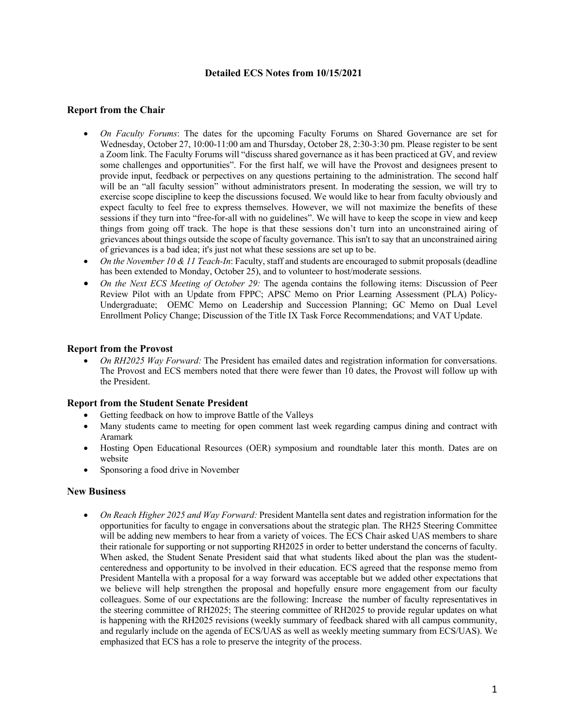# Detailed ECS Notes from 10/15/2021

## Report from the Chair

- *On Faculty Forums*: The dates for the upcoming Faculty Forums on Shared Governance are set for Wednesday, October 27, 10:00-11:00 am and Thursday, October 28, 2:30-3:30 pm. Please register to be sent a Zoom link. The Faculty Forums will "discuss shared governance as it has been practiced at GV, and review some challenges and opportunities". For the first half, we will have the Provost and designees present to provide input, feedback or perpectives on any questions pertaining to the administration. The second half will be an "all faculty session" without administrators present. In moderating the session, we will try to exercise scope discipline to keep the discussions focused. We would like to hear from faculty obviously and expect faculty to feel free to express themselves. However, we will not maximize the benefits of these sessions if they turn into "free-for-all with no guidelines". We will have to keep the scope in view and keep things from going off track. The hope is that these sessions don't turn into an unconstrained airing of grievances about things outside the scope of faculty governance. This isn't to say that an unconstrained airing of grievances is a bad idea; it's just not what these sessions are set up to be.
- *On the November 10 & 11 Teach-In*: Faculty, staff and students are encouraged to submit proposals (deadline has been extended to Monday, October 25), and to volunteer to host/moderate sessions.
- *On the Next ECS Meeting of October 29:* The agenda contains the following items: Discussion of Peer Review Pilot with an Update from FPPC; APSC Memo on Prior Learning Assessment (PLA) Policy-Undergraduate; OEMC Memo on Leadership and Succession Planning; GC Memo on Dual Level Enrollment Policy Change; Discussion of the Title IX Task Force Recommendations; and VAT Update.

## Report from the Provost

- *On RH2025 Way Forward:* The President has emailed dates and registration information for conversations. The Provost and ECS members noted that there were fewer than 10 dates, the Provost will follow up with the President.

## Report from the Student Senate President

- Getting feedback on how to improve Battle of the Valleys
- Many students came to meeting for open comment last week regarding campus dining and contract with Aramark
- Hosting Open Educational Resources (OER) symposium and roundtable later this month. Dates are on website
- Sponsoring a food drive in November

## New Business

- *On Reach Higher 2025 and Way Forward:* President Mantella sent dates and registration information for the opportunities for faculty to engage in conversations about the strategic plan. The RH25 Steering Committee will be adding new members to hear from a variety of voices. The ECS Chair asked UAS members to share their rationale for supporting or not supporting RH2025 in order to better understand the concerns of faculty. When asked, the Student Senate President said that what students liked about the plan was the student-centeredness and opportunity to be involved in their education. ECS agreed that the response memo from President Mantella with a proposal for a way forward was acceptable but we added other expectations that we believe will help strengthen the proposal and hopefully ensure more engagement from our faculty colleagues. Some of our expectations are the following: Increase the number of faculty representatives in the steering committee of RH2025; The steering committee of RH2025 to provide regular updates on what is happening with the RH2025 revisions (weekly summary of feedback shared with all campus community, and regularly include on the agenda of ECS/UAS as well as weekly meeting summary from ECS/UAS). We emphasized that ECS has a role to preserve the integrity of the process.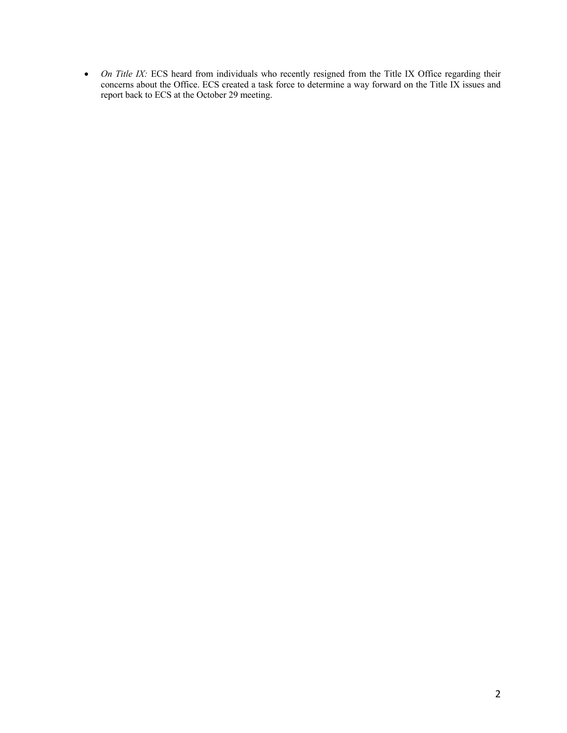- *On Title IX:* ECS heard from individuals who recently resigned from the Title IX Office regarding their concerns about the Office. ECS created a task force to determine a way forward on the Title IX issues and report back to ECS at the October 29 meeting.